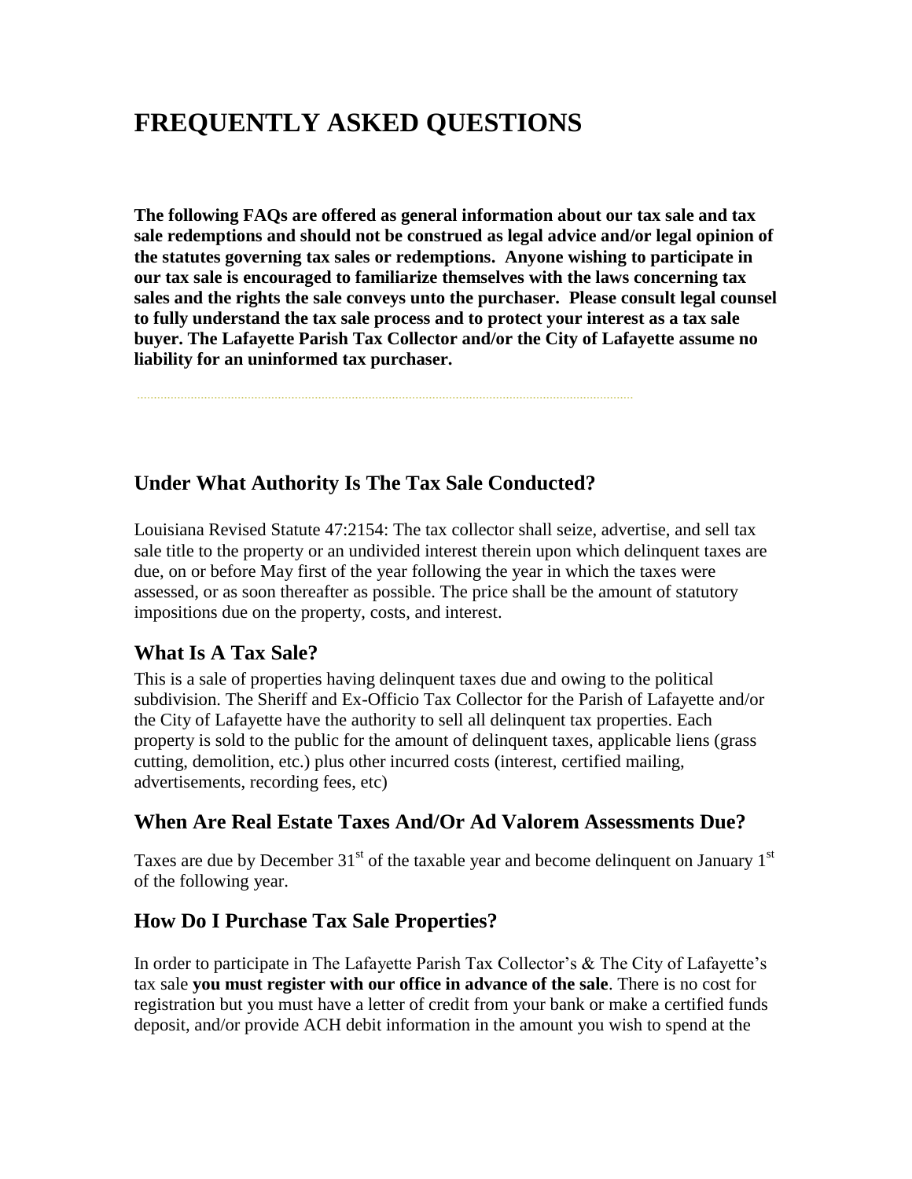# FREQUENTLY ASKED QUESTIONS

**The following FAQs are offered as general information about our tax sale and tax sale redemptions and should not be construed as legal advice and/or legal opinion of the statutes governing tax sales or redemptions. Anyone wishing to participate in our tax sale is encouraged to familiarize themselves with the laws concerning tax sales and the rights the sale conveys unto the purchaser. Please consult legal counsel to fully understand the tax sale process and to protect your interest as a tax sale buyer. The Lafayette Parish Tax Collector and/or the City of Lafayette assume no liability for an uninformed tax purchaser.**

## Under What Authority Is The Tax Sale Conducted?

Louisiana Revised Statute 47:2154: The tax collector shall seize, advertise, and sell tax sale title to the property or an undivided interest therein upon which delinquent taxes are due, on or before May first of the year following the year in which the taxes were assessed, or as soon thereafter as possible. The price shall be the amount of statutory impositions due on the property, costs, and interest.

## What Is A Tax Sale?

This is a sale of properties having delinquent taxes due and owing to the political subdivision. The Sheriff and Ex-Officio Tax Collector for the Parish of Lafayette and/or the City of Lafayette have the authority to sell all delinquent tax properties. Each property is sold to the public for the amount of delinquent taxes, applicable liens (grass cutting, demolition, etc.) plus other incurred costs (interest, certified mailing, advertisements, recording fees, etc)

## When Are Real Estate Taxes And/Or Ad Valorem Assessments Due?

Taxes are due by December 31st of the taxable year and become delinquent on January 1st of the following year.

## How Do I Purchase Tax Sale Properties?

In order to participate in The Lafayette Parish Tax Collector's & The City of Lafayette's tax sale **you must register with our office in advance of the sale**. There is no cost for registration but you must have a letter of credit from your bank or make a certified funds deposit, and/or provide ACH debit information in the amount you wish to spend at the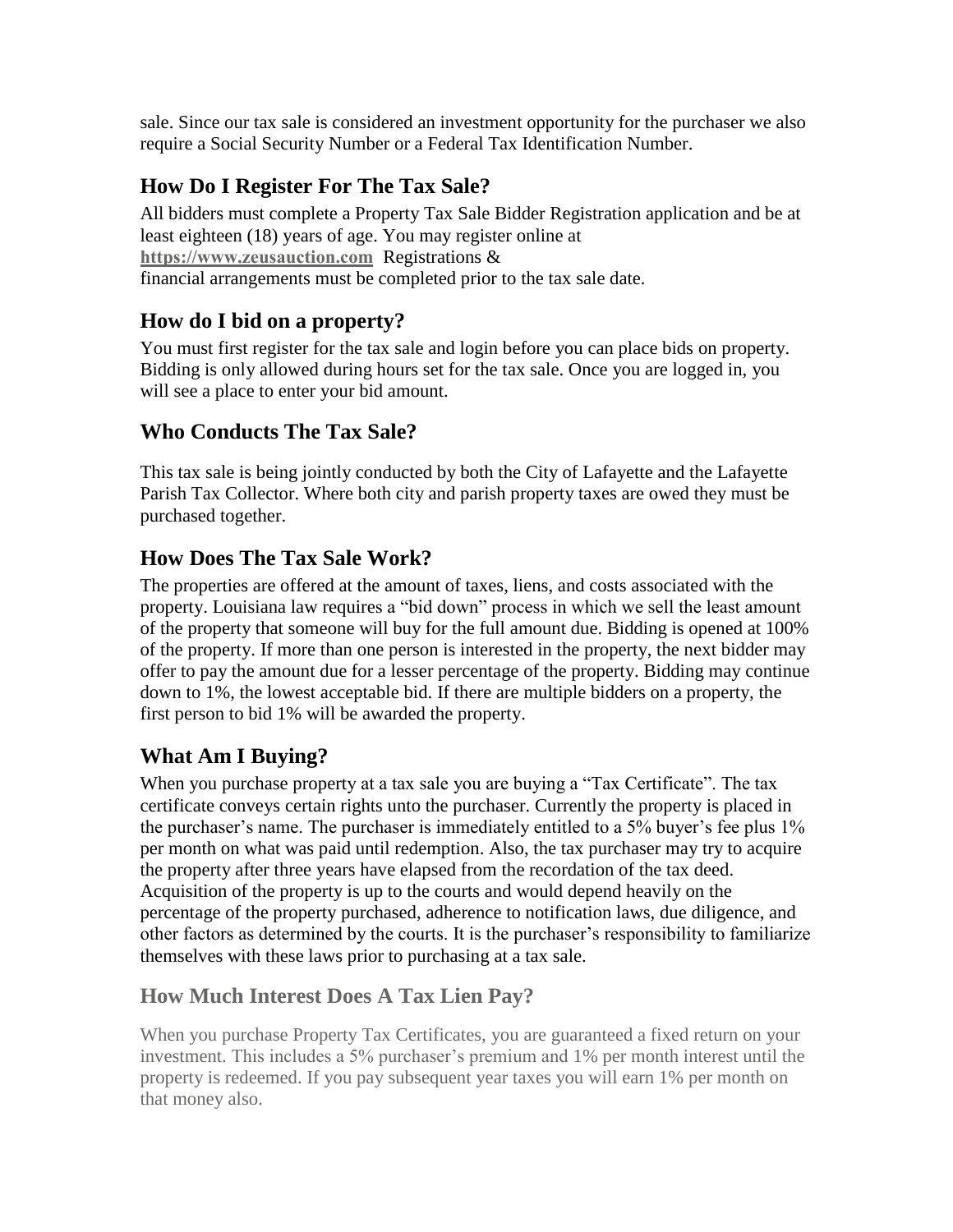sale. Since our tax sale is considered an investment opportunity for the purchaser we also require a Social Security Number or a Federal Tax Identification Number.

## How Do I Register For The Tax Sale?

All bidders must complete a Property Tax Sale Bidder Registration application and be at least eighteen (18) years of age. You may register online at **https://www.zeusauction.com** Registrations & financial arrangements must be completed prior to the tax sale date.

## How do I bid on a property?

You must first register for the tax sale and login before you can place bids on property. Bidding is only allowed during hours set for the tax sale. Once you are logged in, you will see a place to enter your bid amount.

## Who Conducts The Tax Sale?

This tax sale is being jointly conducted by both the City of Lafayette and the Lafayette Parish Tax Collector. Where both city and parish property taxes are owed they must be purchased together.

## How Does The Tax Sale Work?

The properties are offered at the amount of taxes, liens, and costs associated with the property. Louisiana law requires a "bid down" process in which we sell the least amount of the property that someone will buy for the full amount due. Bidding is opened at 100% of the property. If more than one person is interested in the property, the next bidder may offer to pay the amount due for a lesser percentage of the property. Bidding may continue down to 1%, the lowest acceptable bid. If there are multiple bidders on a property, the first person to bid 1% will be awarded the property.

## What Am I Buying?

When you purchase property at a tax sale you are buying a "Tax Certificate". The tax certificate conveys certain rights unto the purchaser. Currently the property is placed in the purchaser's name. The purchaser is immediately entitled to a 5% buyer's fee plus 1% per month on what was paid until redemption. Also, the tax purchaser may try to acquire the property after three years have elapsed from the recordation of the tax deed. Acquisition of the property is up to the courts and would depend heavily on the percentage of the property purchased, adherence to notification laws, due diligence, and other factors as determined by the courts. It is the purchaser's responsibility to familiarize themselves with these laws prior to purchasing at a tax sale.

## How Much Interest Does A Tax Lien Pay?

When you purchase Property Tax Certificates, you are guaranteed a fixed return on your investment. This includes a 5% purchaser's premium and 1% per month interest until the property is redeemed. If you pay subsequent year taxes you will earn 1% per month on that money also.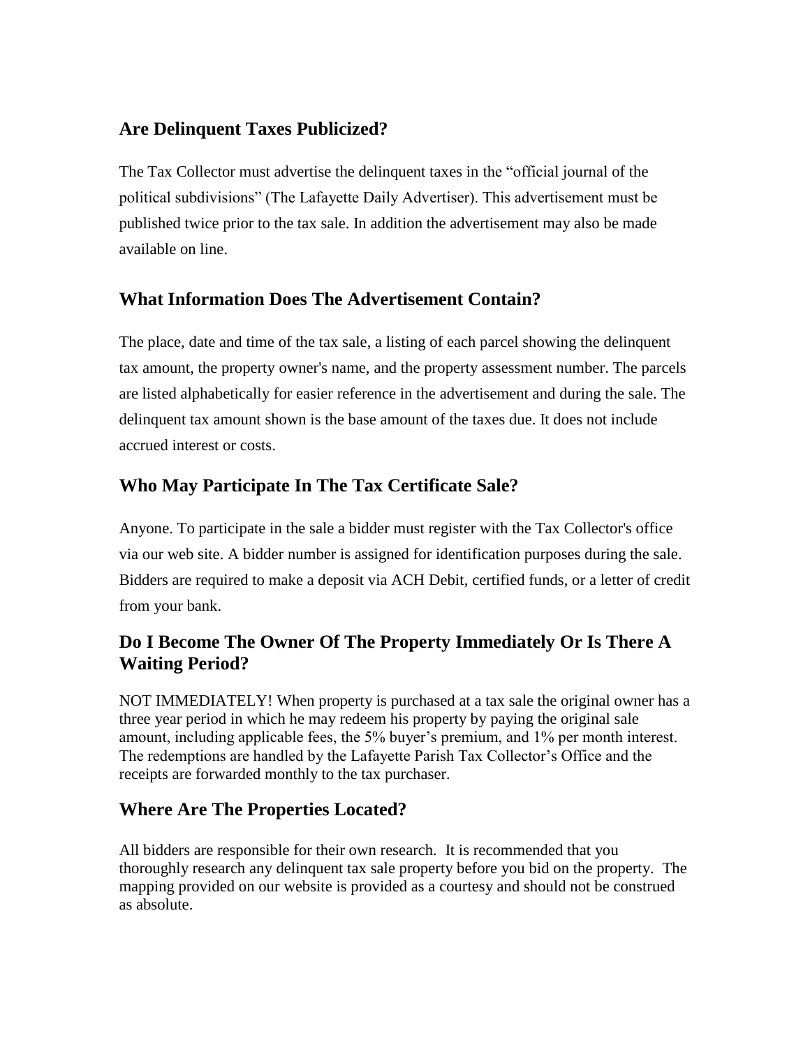## Are Delinquent Taxes Publicized?

The Tax Collector must advertise the delinquent taxes in the "official journal of the political subdivisions" (The Lafayette Daily Advertiser). This advertisement must be published twice prior to the tax sale. In addition the advertisement may also be made available on line.

## What Information Does The Advertisement Contain?

The place, date and time of the tax sale, a listing of each parcel showing the delinquent tax amount, the property owner's name, and the property assessment number. The parcels are listed alphabetically for easier reference in the advertisement and during the sale. The delinquent tax amount shown is the base amount of the taxes due. It does not include accrued interest or costs.

## Who May Participate In The Tax Certificate Sale?

Anyone. To participate in the sale a bidder must register with the Tax Collector's office via our web site. A bidder number is assigned for identification purposes during the sale. Bidders are required to make a deposit via ACH Debit, certified funds, or a letter of credit from your bank.

## Do I Become The Owner Of The Property Immediately Or Is There A Waiting Period?

NOT IMMEDIATELY! When property is purchased at a tax sale the original owner has a three year period in which he may redeem his property by paying the original sale amount, including applicable fees, the 5% buyer's premium, and 1% per month interest. The redemptions are handled by the Lafayette Parish Tax Collector's Office and the receipts are forwarded monthly to the tax purchaser.

## Where Are The Properties Located?

All bidders are responsible for their own research. It is recommended that you thoroughly research any delinquent tax sale property before you bid on the property. The mapping provided on our website is provided as a courtesy and should not be construed as absolute.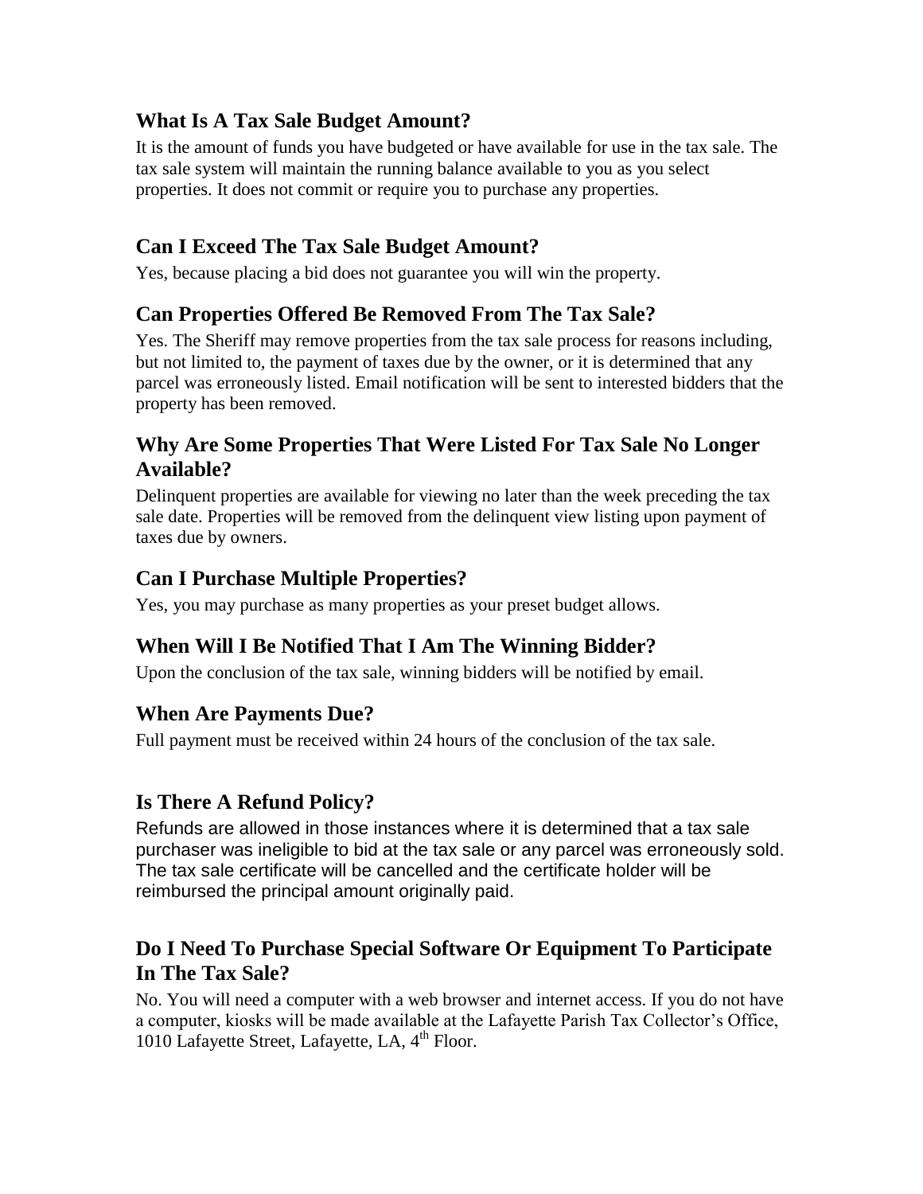## What Is A Tax Sale Budget Amount?

It is the amount of funds you have budgeted or have available for use in the tax sale. The tax sale system will maintain the running balance available to you as you select properties. It does not commit or require you to purchase any properties.

## Can I Exceed The Tax Sale Budget Amount?

Yes, because placing a bid does not guarantee you will win the property.

## Can Properties Offered Be Removed From The Tax Sale?

Yes. The Sheriff may remove properties from the tax sale process for reasons including, but not limited to, the payment of taxes due by the owner, or it is determined that any parcel was erroneously listed. Email notification will be sent to interested bidders that the property has been removed.

## Why Are Some Properties That Were Listed For Tax Sale No Longer Available?

Delinquent properties are available for viewing no later than the week preceding the tax sale date. Properties will be removed from the delinquent view listing upon payment of taxes due by owners.

## Can I Purchase Multiple Properties?

Yes, you may purchase as many properties as your preset budget allows.

## When Will I Be Notified That I Am The Winning Bidder?

Upon the conclusion of the tax sale, winning bidders will be notified by email.

## When Are Payments Due?

Full payment must be received within 24 hours of the conclusion of the tax sale.

## Is There A Refund Policy?

Refunds are allowed in those instances where it is determined that a tax sale purchaser was ineligible to bid at the tax sale or any parcel was erroneously sold. The tax sale certificate will be cancelled and the certificate holder will be reimbursed the principal amount originally paid.

## Do I Need To Purchase Special Software Or Equipment To Participate In The Tax Sale?

No. You will need a computer with a web browser and internet access. If you do not have a computer, kiosks will be made available at the Lafayette Parish Tax Collector's Office, 1010 Lafayette Street, Lafayette, LA, 4th Floor.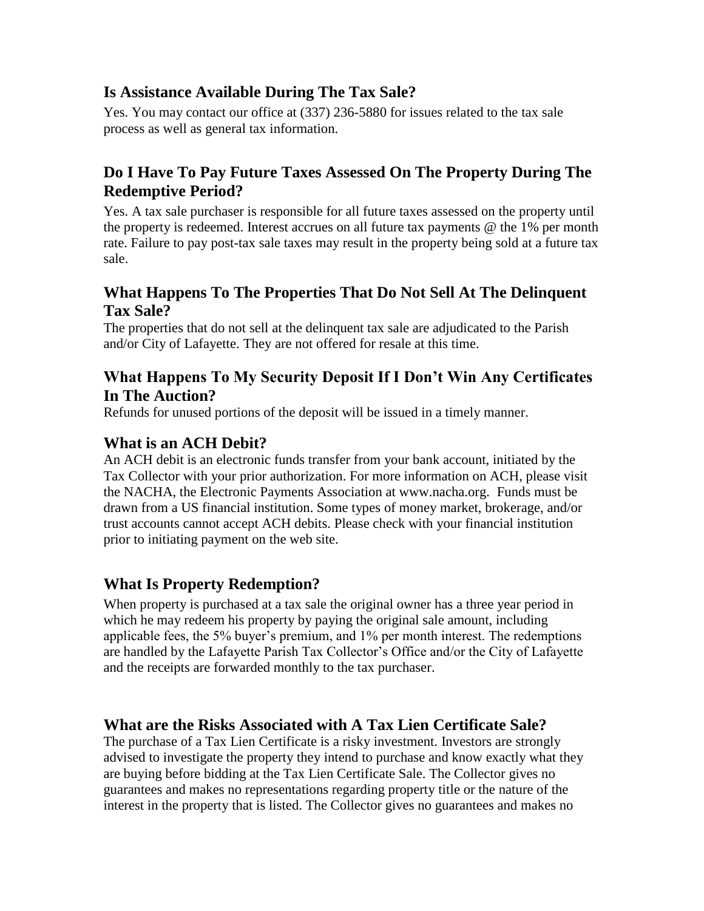## Is Assistance Available During The Tax Sale?

Yes. You may contact our office at (337) 236-5880 for issues related to the tax sale process as well as general tax information.

## Do I Have To Pay Future Taxes Assessed On The Property During The Redemptive Period?

Yes. A tax sale purchaser is responsible for all future taxes assessed on the property until the property is redeemed. Interest accrues on all future tax payments @ the 1% per month rate. Failure to pay post-tax sale taxes may result in the property being sold at a future tax sale.

## What Happens To The Properties That Do Not Sell At The Delinquent Tax Sale?

The properties that do not sell at the delinquent tax sale are adjudicated to the Parish and/or City of Lafayette. They are not offered for resale at this time.

## What Happens To My Security Deposit If I Don't Win Any Certificates In The Auction?

Refunds for unused portions of the deposit will be issued in a timely manner.

## What is an ACH Debit?

An ACH debit is an electronic funds transfer from your bank account, initiated by the Tax Collector with your prior authorization. For more information on ACH, please visit the NACHA, the Electronic Payments Association at www.nacha.org. Funds must be drawn from a US financial institution. Some types of money market, brokerage, and/or trust accounts cannot accept ACH debits. Please check with your financial institution prior to initiating payment on the web site.

## What Is Property Redemption?

When property is purchased at a tax sale the original owner has a three year period in which he may redeem his property by paying the original sale amount, including applicable fees, the 5% buyer's premium, and 1% per month interest. The redemptions are handled by the Lafayette Parish Tax Collector's Office and/or the City of Lafayette and the receipts are forwarded monthly to the tax purchaser.

## What are the Risks Associated with A Tax Lien Certificate Sale?

The purchase of a Tax Lien Certificate is a risky investment. Investors are strongly advised to investigate the property they intend to purchase and know exactly what they are buying before bidding at the Tax Lien Certificate Sale. The Collector gives no guarantees and makes no representations regarding property title or the nature of the interest in the property that is listed. The Collector gives no guarantees and makes no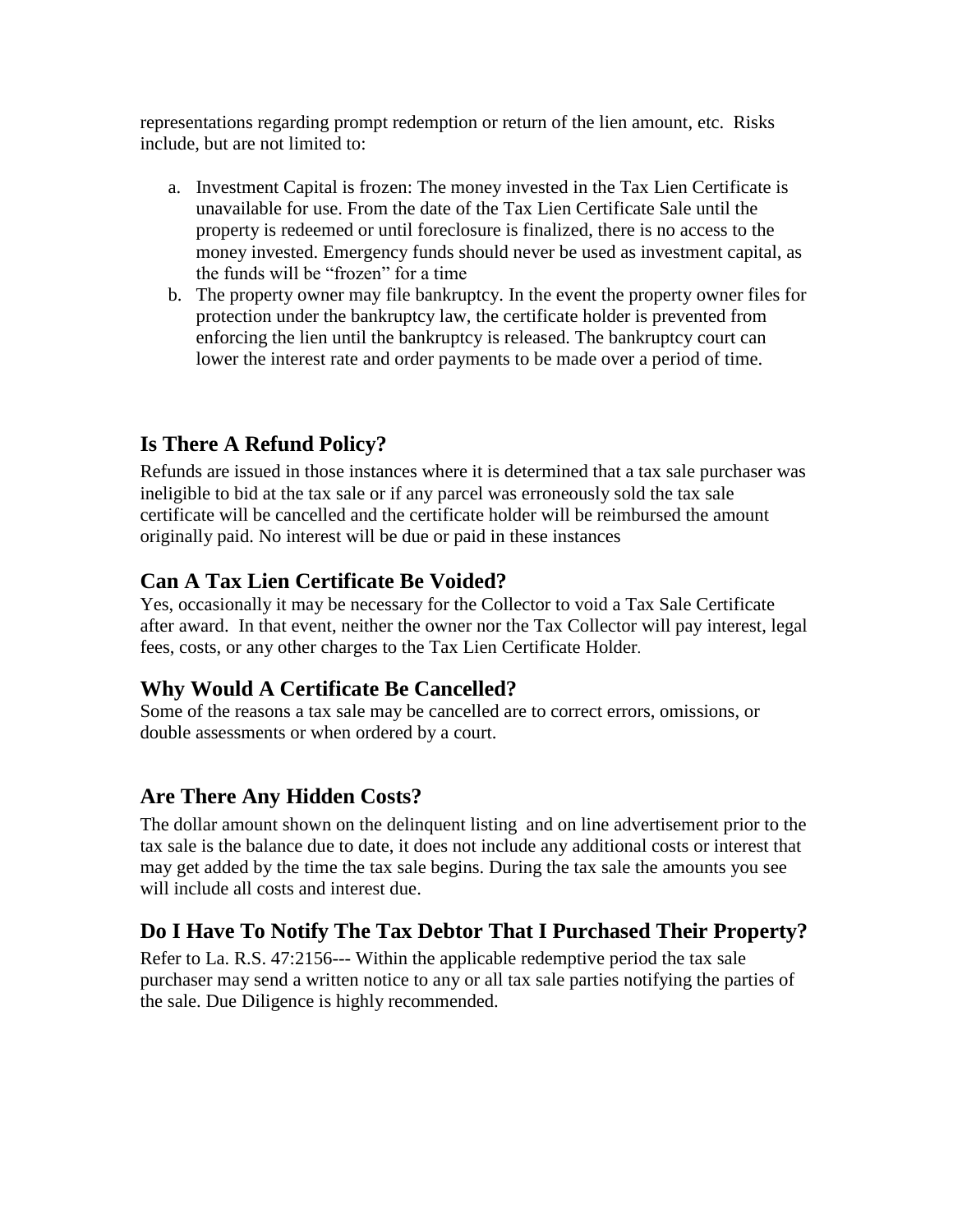representations regarding prompt redemption or return of the lien amount, etc. Risks include, but are not limited to:

a. Investment Capital is frozen: The money invested in the Tax Lien Certificate is unavailable for use. From the date of the Tax Lien Certificate Sale until the property is redeemed or until foreclosure is finalized, there is no access to the money invested. Emergency funds should never be used as investment capital, as the funds will be "frozen" for a time
b. The property owner may file bankruptcy. In the event the property owner files for protection under the bankruptcy law, the certificate holder is prevented from enforcing the lien until the bankruptcy is released. The bankruptcy court can lower the interest rate and order payments to be made over a period of time.

## Is There A Refund Policy?

Refunds are issued in those instances where it is determined that a tax sale purchaser was ineligible to bid at the tax sale or if any parcel was erroneously sold the tax sale certificate will be cancelled and the certificate holder will be reimbursed the amount originally paid. No interest will be due or paid in these instances

## Can A Tax Lien Certificate Be Voided?

Yes, occasionally it may be necessary for the Collector to void a Tax Sale Certificate after award. In that event, neither the owner nor the Tax Collector will pay interest, legal fees, costs, or any other charges to the Tax Lien Certificate Holder.

## Why Would A Certificate Be Cancelled?

Some of the reasons a tax sale may be cancelled are to correct errors, omissions, or double assessments or when ordered by a court.

## Are There Any Hidden Costs?

The dollar amount shown on the delinquent listing and on line advertisement prior to the tax sale is the balance due to date, it does not include any additional costs or interest that may get added by the time the tax sale begins. During the tax sale the amounts you see will include all costs and interest due.

## Do I Have To Notify The Tax Debtor That I Purchased Their Property?

Refer to La. R.S. 47:2156--- Within the applicable redemptive period the tax sale purchaser may send a written notice to any or all tax sale parties notifying the parties of the sale. Due Diligence is highly recommended.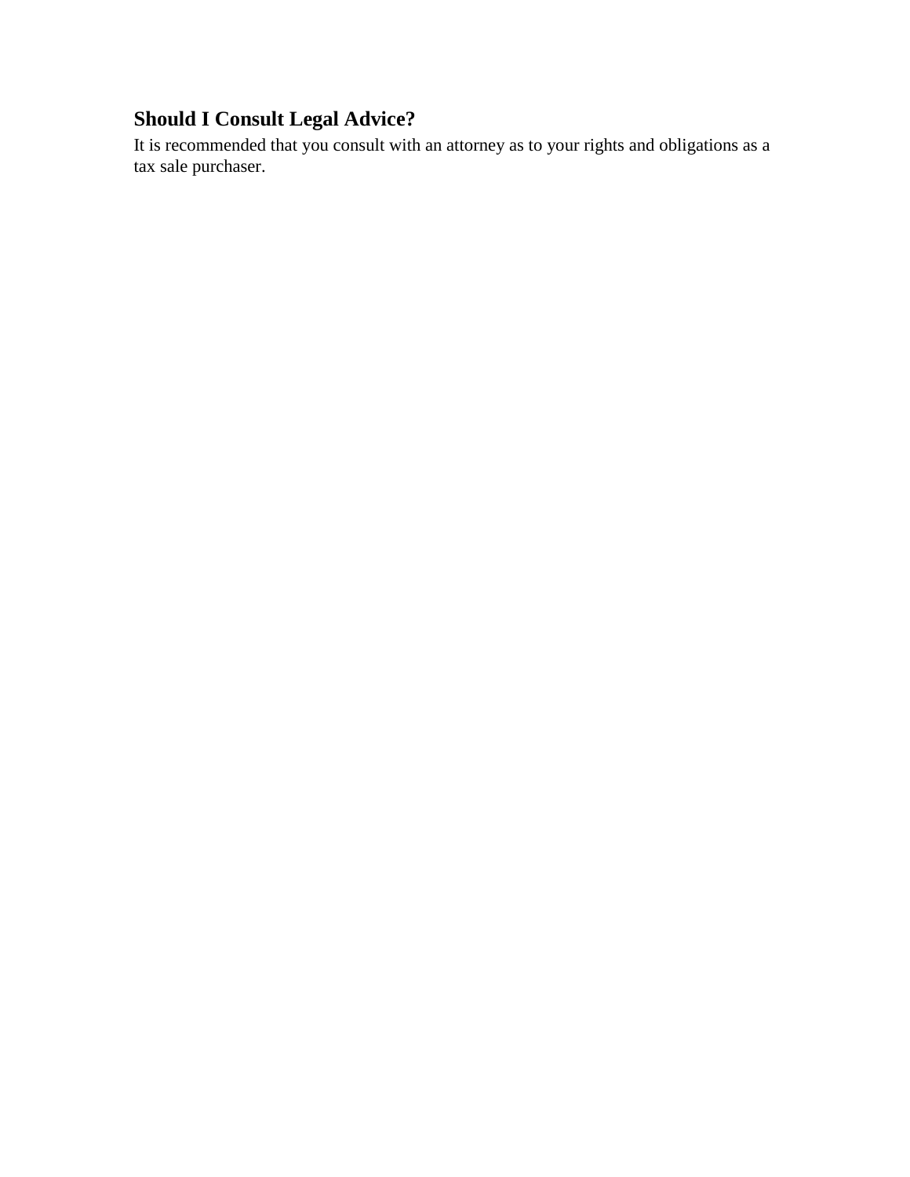## Should I Consult Legal Advice?

It is recommended that you consult with an attorney as to your rights and obligations as a tax sale purchaser.